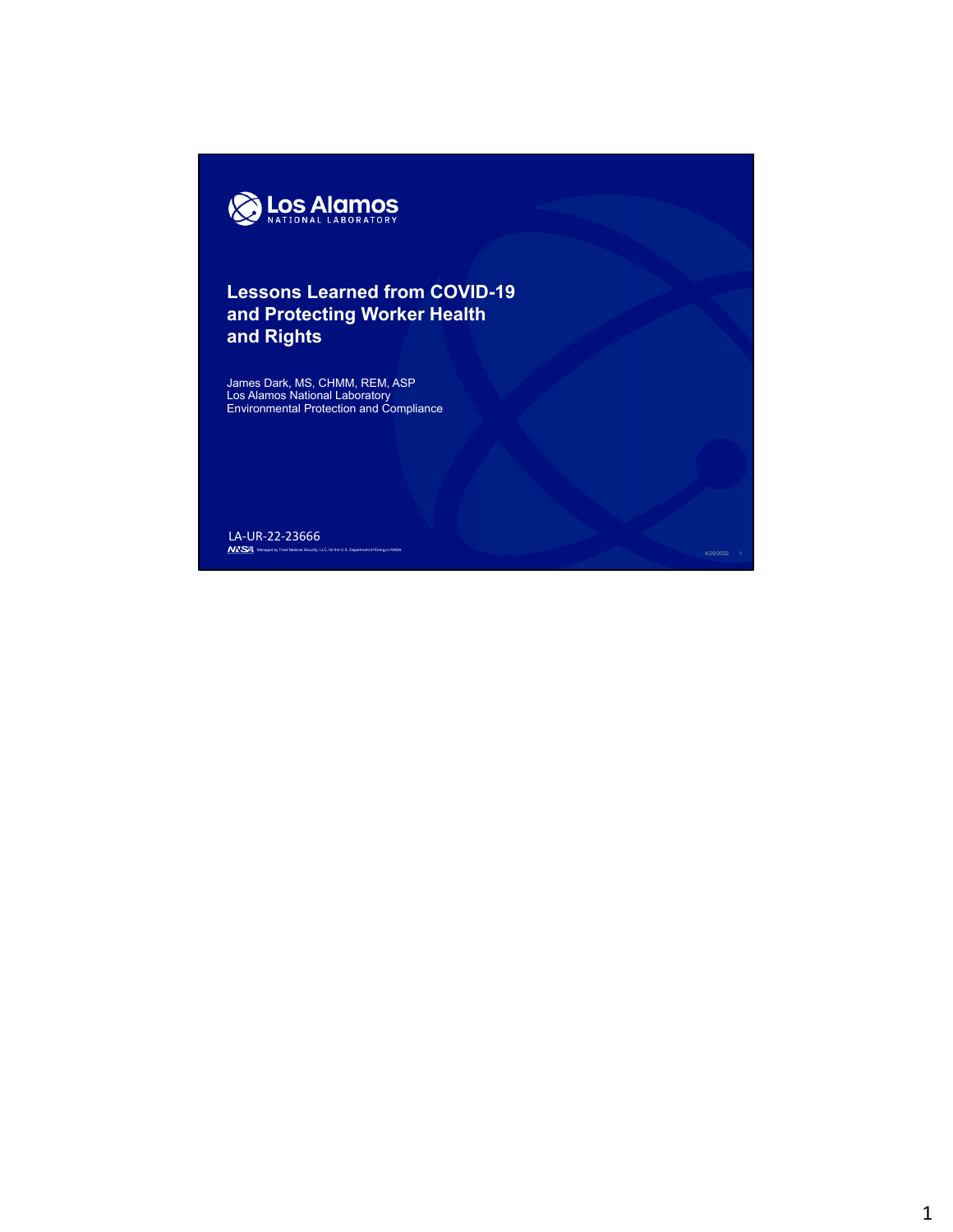Los Alamos
NATIONAL LABORATORY

# Lessons Learned from COVID-19 and Protecting Worker Health and Rights

James Dark, MS, CHMM, REM, ASP
Los Alamos National Laboratory
Environmental Protection and Compliance

LA-UR-22-23666

Managed by Triad National Security, LLC, for the U.S. Department of Energy's NNSA

4/29/2022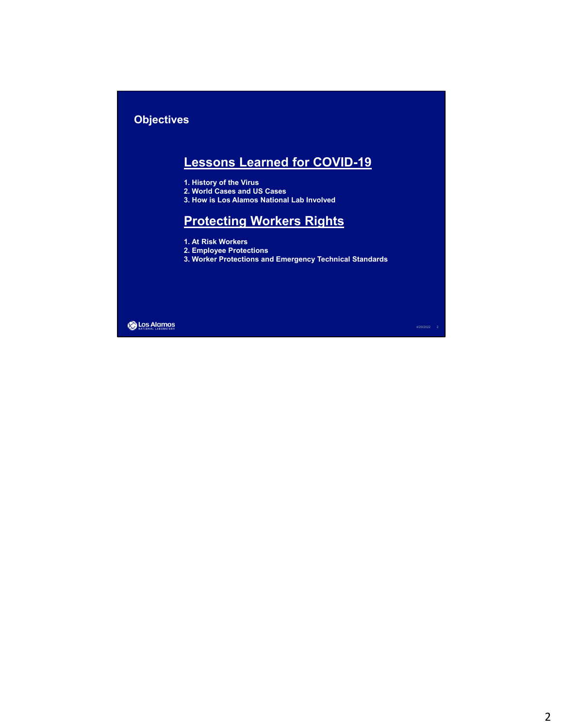# Objectives

## Lessons Learned for COVID-19

1. History of the Virus
2. World Cases and US Cases
3. How is Los Alamos National Lab Involved

## Protecting Workers Rights

1. At Risk Workers
2. Employee Protections
3. Worker Protections and Emergency Technical Standards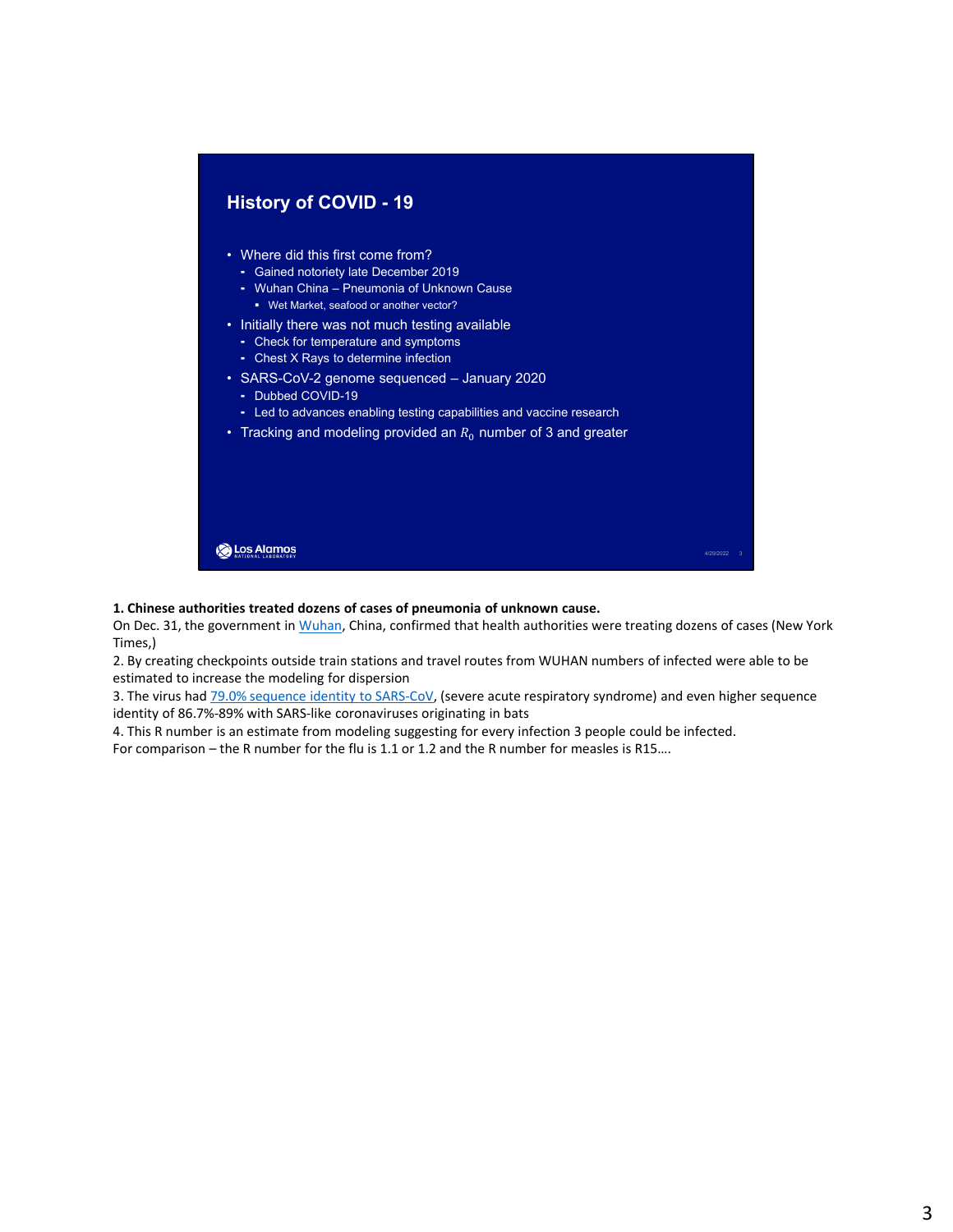## History of COVID - 19

- Where did this first come from?
  - Gained notoriety late December 2019
  - Wuhan China – Pneumonia of Unknown Cause
    - Wet Market, seafood or another vector?
- Initially there was not much testing available
  - Check for temperature and symptoms
  - Chest X Rays to determine infection
- SARS-CoV-2 genome sequenced – January 2020
  - Dubbed COVID-19
  - Led to advances enabling testing capabilities and vaccine research
- Tracking and modeling provided an $R_0$ number of 3 and greater

Los Alamos National Laboratory

4/29/2022

**1. Chinese authorities treated dozens of cases of pneumonia of unknown cause.**

On Dec. 31, the government in Wuhan, China, confirmed that health authorities were treating dozens of cases (New York Times,)

2. By creating checkpoints outside train stations and travel routes from WUHAN numbers of infected were able to be estimated to increase the modeling for dispersion

3. The virus had 79.0% sequence identity to SARS-CoV, (severe acute respiratory syndrome) and even higher sequence identity of 86.7%-89% with SARS-like coronaviruses originating in bats

4. This R number is an estimate from modeling suggesting for every infection 3 people could be infected.

For comparison – the R number for the flu is 1.1 or 1.2 and the R number for measles is R15….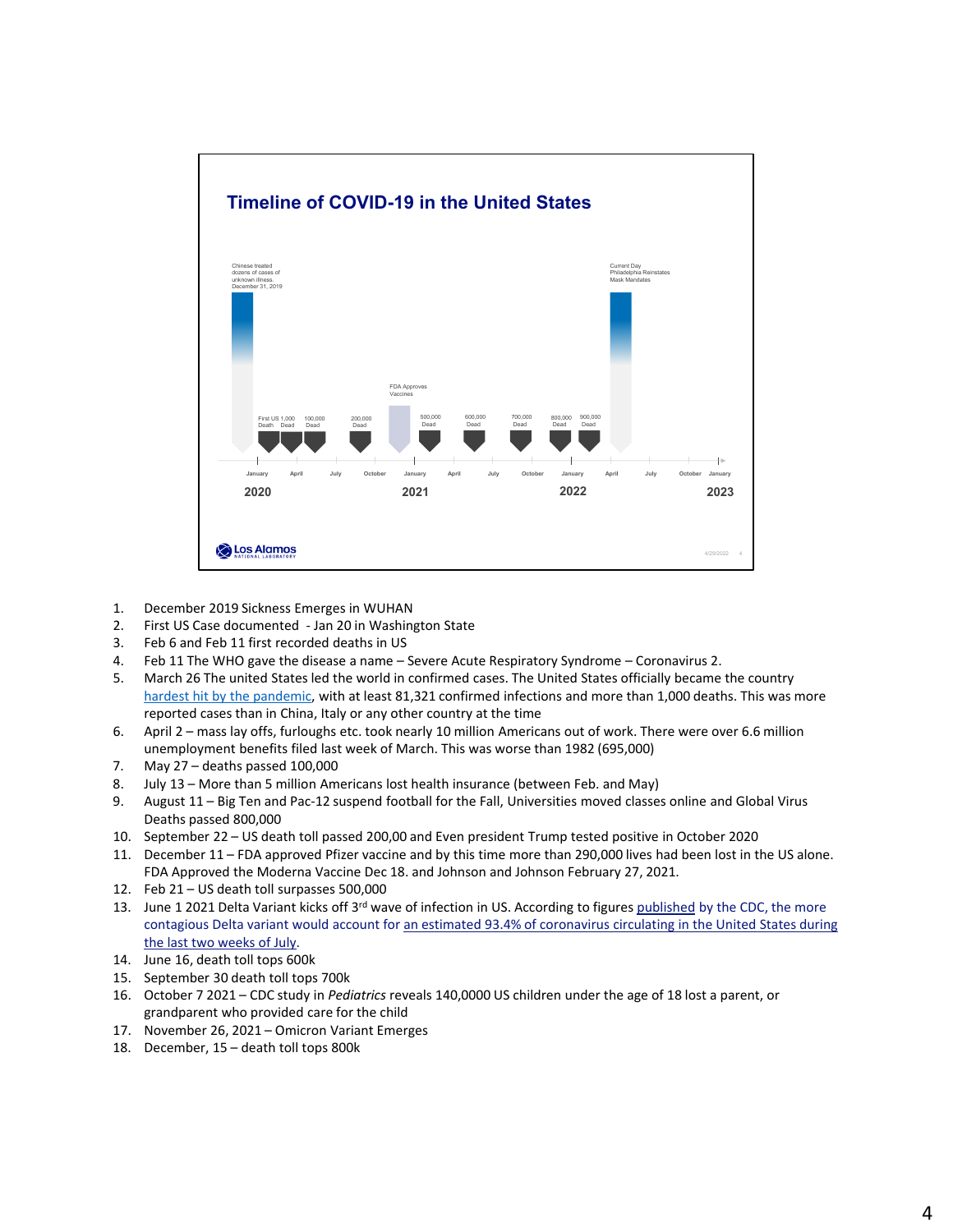## Timeline of COVID-19 in the United States

Chinese treated dozens of cases of unknown illness. December 31, 2019

First US Death | 1,000 Dead | 100,000 Dead | 200,000 Dead | FDA Approves Vaccines | 500,000 Dead | 600,000 Dead | 700,000 Dead | 800,000 Dead | 900,000 Dead

Current Day Philadelphia Reinstates Mask Mandates

January April July October January April July October January April July October January

2020 2021 2022 2023

1. December 2019 Sickness Emerges in WUHAN
2. First US Case documented - Jan 20 in Washington State
3. Feb 6 and Feb 11 first recorded deaths in US
4. Feb 11 The WHO gave the disease a name – Severe Acute Respiratory Syndrome – Coronavirus 2.
5. March 26 The united States led the world in confirmed cases. The United States officially became the country hardest hit by the pandemic, with at least 81,321 confirmed infections and more than 1,000 deaths. This was more reported cases than in China, Italy or any other country at the time
6. April 2 – mass lay offs, furloughs etc. took nearly 10 million Americans out of work. There were over 6.6 million unemployment benefits filed last week of March. This was worse than 1982 (695,000)
7. May 27 – deaths passed 100,000
8. July 13 – More than 5 million Americans lost health insurance (between Feb. and May)
9. August 11 – Big Ten and Pac-12 suspend football for the Fall, Universities moved classes online and Global Virus Deaths passed 800,000
10. September 22 – US death toll passed 200,00 and Even president Trump tested positive in October 2020
11. December 11 – FDA approved Pfizer vaccine and by this time more than 290,000 lives had been lost in the US alone. FDA Approved the Moderna Vaccine Dec 18. and Johnson and Johnson February 27, 2021.
12. Feb 21 – US death toll surpasses 500,000
13. June 1 2021 Delta Variant kicks off 3rd wave of infection in US. According to figures published by the CDC, the more contagious Delta variant would account for an estimated 93.4% of coronavirus circulating in the United States during the last two weeks of July.
14. June 16, death toll tops 600k
15. September 30 death toll tops 700k
16. October 7 2021 – CDC study in *Pediatrics* reveals 140,0000 US children under the age of 18 lost a parent, or grandparent who provided care for the child
17. November 26, 2021 – Omicron Variant Emerges
18. December, 15 – death toll tops 800k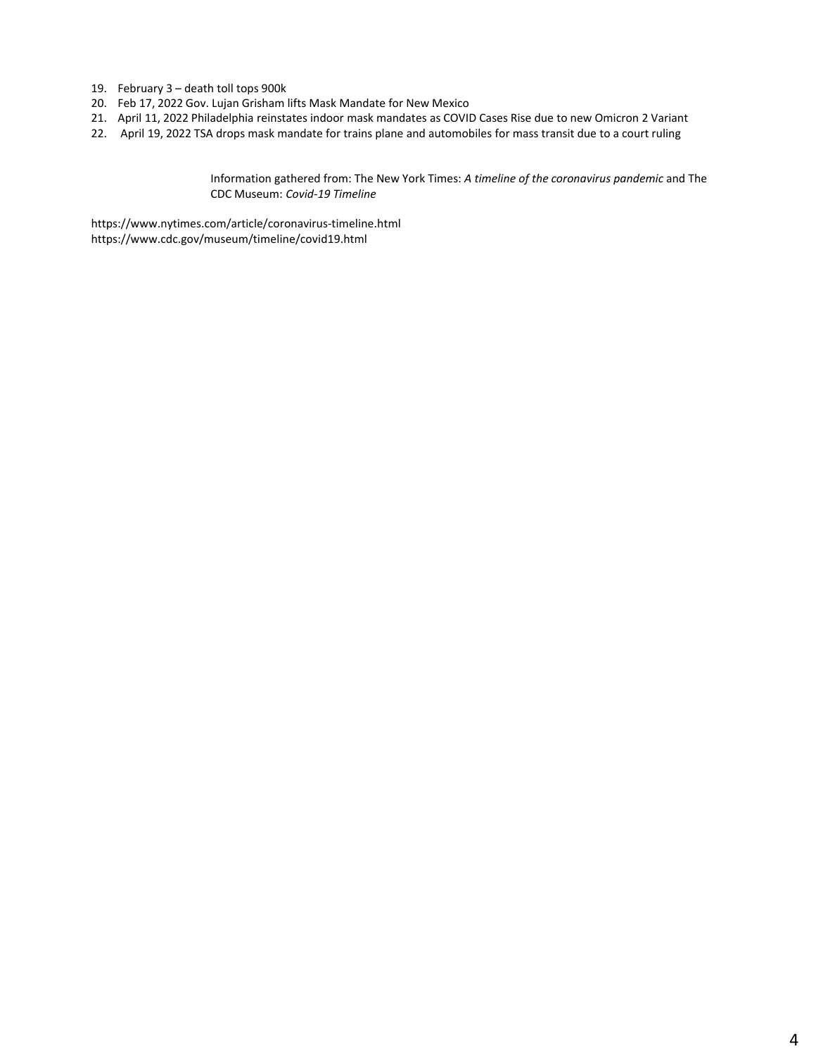19. February 3 – death toll tops 900k
20. Feb 17, 2022 Gov. Lujan Grisham lifts Mask Mandate for New Mexico
21. April 11, 2022 Philadelphia reinstates indoor mask mandates as COVID Cases Rise due to new Omicron 2 Variant
22. April 19, 2022 TSA drops mask mandate for trains plane and automobiles for mass transit due to a court ruling

Information gathered from: The New York Times: *A timeline of the coronavirus pandemic* and The CDC Museum: *Covid-19 Timeline*

https://www.nytimes.com/article/coronavirus-timeline.html
https://www.cdc.gov/museum/timeline/covid19.html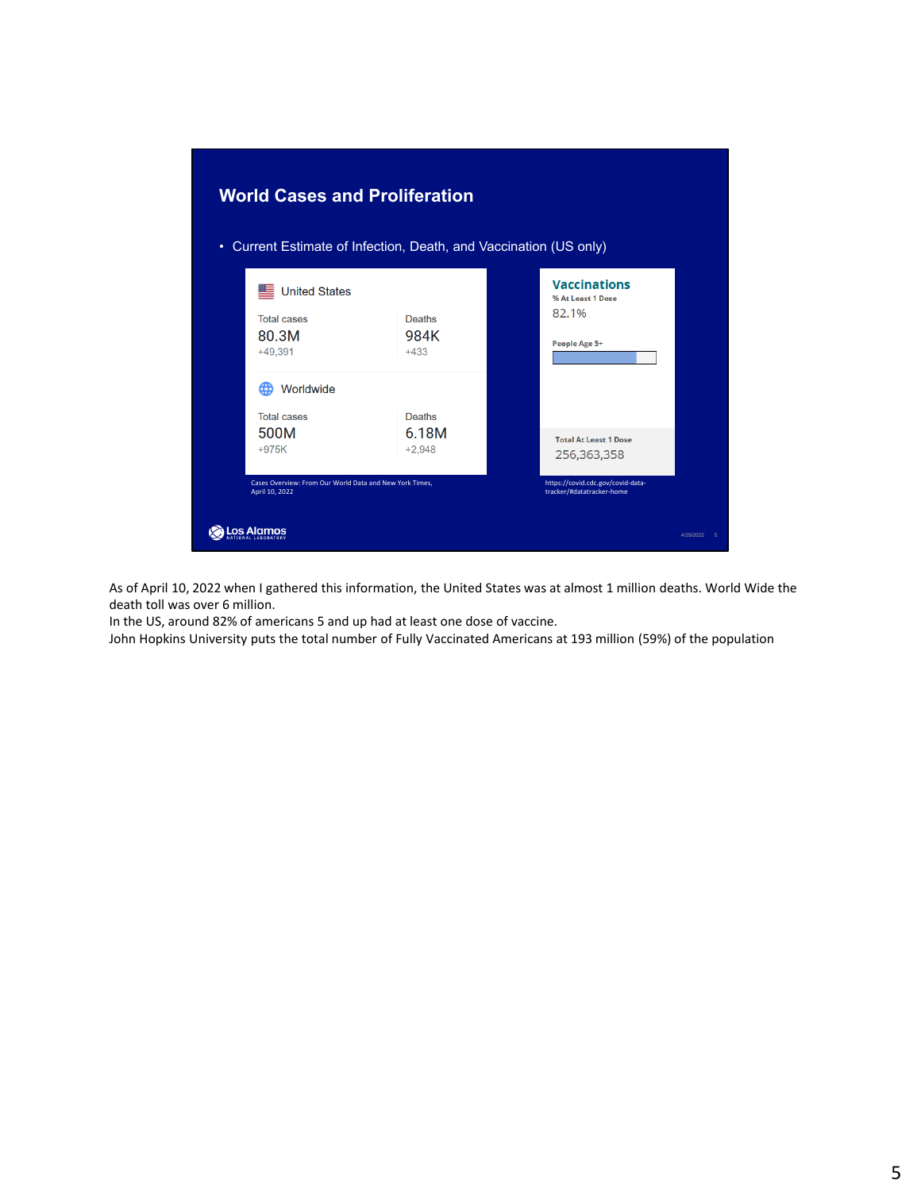## World Cases and Proliferation

- Current Estimate of Infection, Death, and Vaccination (US only)

**United States**

| Total cases | Deaths |
|---|---|
| 80.3M | 984K |
| +49,391 | +433 |

**Worldwide**

| Total cases | Deaths |
|---|---|
| 500M | 6.18M |
| +975K | +2,948 |

Cases Overview: From Our World Data and New York Times, April 10, 2022

**Vaccinations**

% At Least 1 Dose

82.1%

People Age 5+

Total At Least 1 Dose

256,363,358

https://covid.cdc.gov/covid-data-tracker/#datatracker-home

Los Alamos National Laboratory

As of April 10, 2022 when I gathered this information, the United States was at almost 1 million deaths. World Wide the death toll was over 6 million.

In the US, around 82% of americans 5 and up had at least one dose of vaccine.

John Hopkins University puts the total number of Fully Vaccinated Americans at 193 million (59%) of the population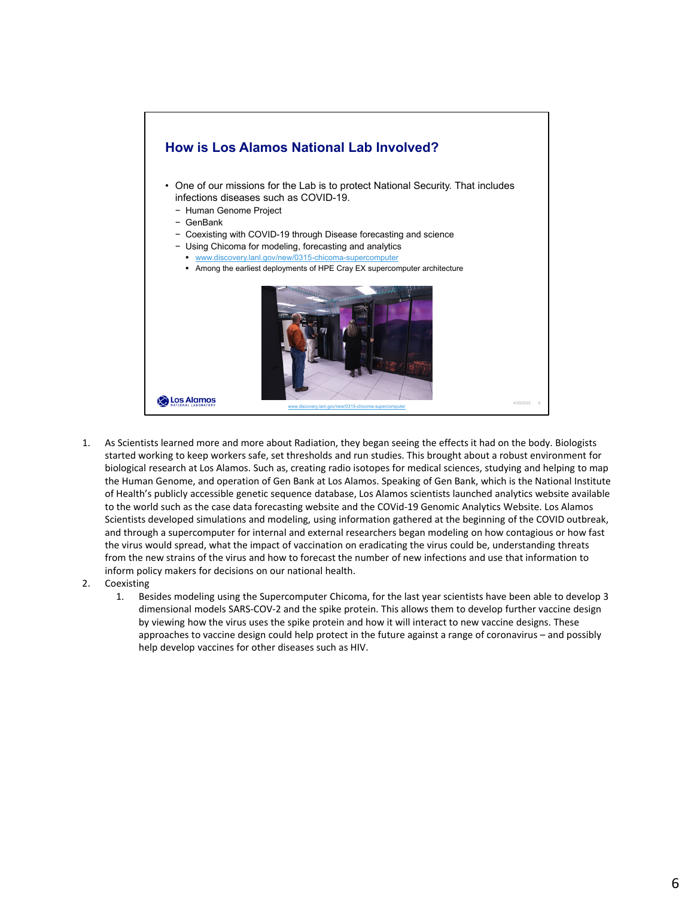## How is Los Alamos National Lab Involved?

- One of our missions for the Lab is to protect National Security. That includes infections diseases such as COVID-19.
  - Human Genome Project
  - GenBank
  - Coexisting with COVID-19 through Disease forecasting and science
  - Using Chicoma for modeling, forecasting and analytics
    - www.discovery.lanl.gov/new/0315-chicoma-supercomputer
    - Among the earliest deployments of HPE Cray EX supercomputer architecture

www.discovery.lanl.gov/new/0315-chicoma-supercomputer

1. As Scientists learned more and more about Radiation, they began seeing the effects it had on the body. Biologists started working to keep workers safe, set thresholds and run studies. This brought about a robust environment for biological research at Los Alamos. Such as, creating radio isotopes for medical sciences, studying and helping to map the Human Genome, and operation of Gen Bank at Los Alamos. Speaking of Gen Bank, which is the National Institute of Health's publicly accessible genetic sequence database, Los Alamos scientists launched analytics website available to the world such as the case data forecasting website and the COVid-19 Genomic Analytics Website. Los Alamos Scientists developed simulations and modeling, using information gathered at the beginning of the COVID outbreak, and through a supercomputer for internal and external researchers began modeling on how contagious or how fast the virus would spread, what the impact of vaccination on eradicating the virus could be, understanding threats from the new strains of the virus and how to forecast the number of new infections and use that information to inform policy makers for decisions on our national health.
2. Coexisting
   1. Besides modeling using the Supercomputer Chicoma, for the last year scientists have been able to develop 3 dimensional models SARS-COV-2 and the spike protein. This allows them to develop further vaccine design by viewing how the virus uses the spike protein and how it will interact to new vaccine designs. These approaches to vaccine design could help protect in the future against a range of coronavirus – and possibly help develop vaccines for other diseases such as HIV.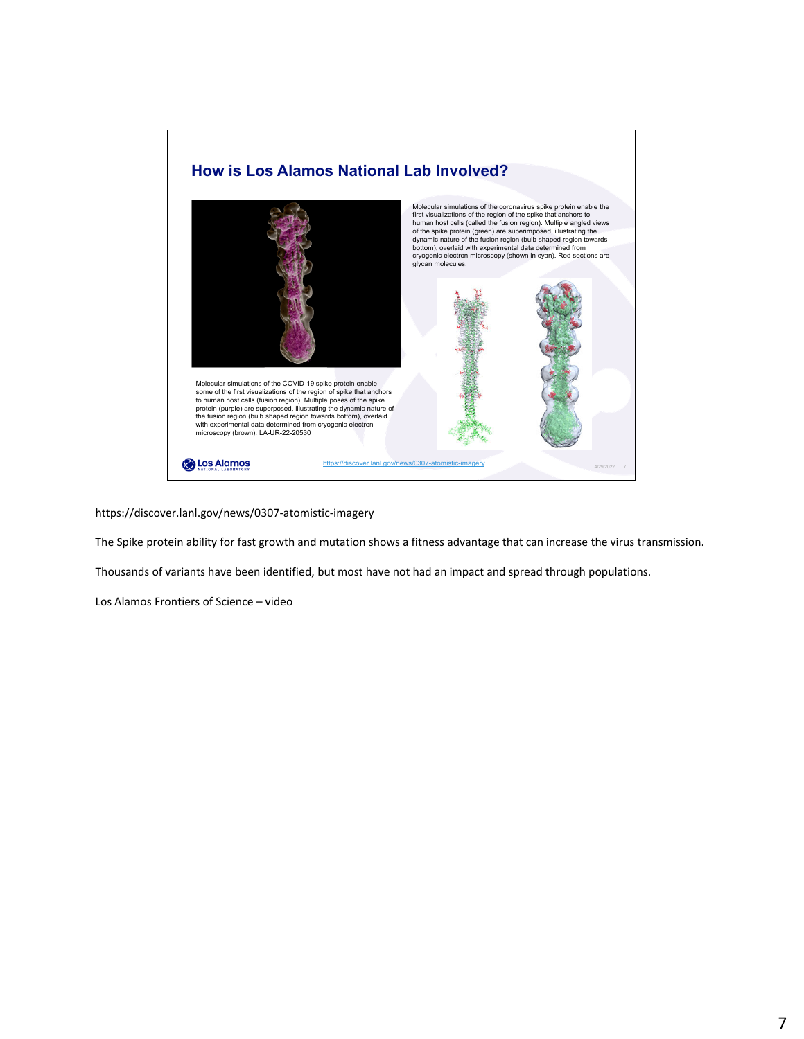## How is Los Alamos National Lab Involved?

Molecular simulations of the coronavirus spike protein enable the first visualizations of the region of the spike that anchors to human host cells (called the fusion region). Multiple angled views of the spike protein (green) are superimposed, illustrating the dynamic nature of the fusion region (bulb shaped region towards bottom), overlaid with experimental data determined from cryogenic electron microscopy (shown in cyan). Red sections are glycan molecules.

Molecular simulations of the COVID-19 spike protein enable some of the first visualizations of the region of spike that anchors to human host cells (fusion region). Multiple poses of the spike protein (purple) are superposed, illustrating the dynamic nature of the fusion region (bulb shaped region towards bottom), overlaid with experimental data determined from cryogenic electron microscopy (brown). LA-UR-22-20530

https://discover.lanl.gov/news/0307-atomistic-imagery

https://discover.lanl.gov/news/0307-atomistic-imagery

The Spike protein ability for fast growth and mutation shows a fitness advantage that can increase the virus transmission.

Thousands of variants have been identified, but most have not had an impact and spread through populations.

Los Alamos Frontiers of Science – video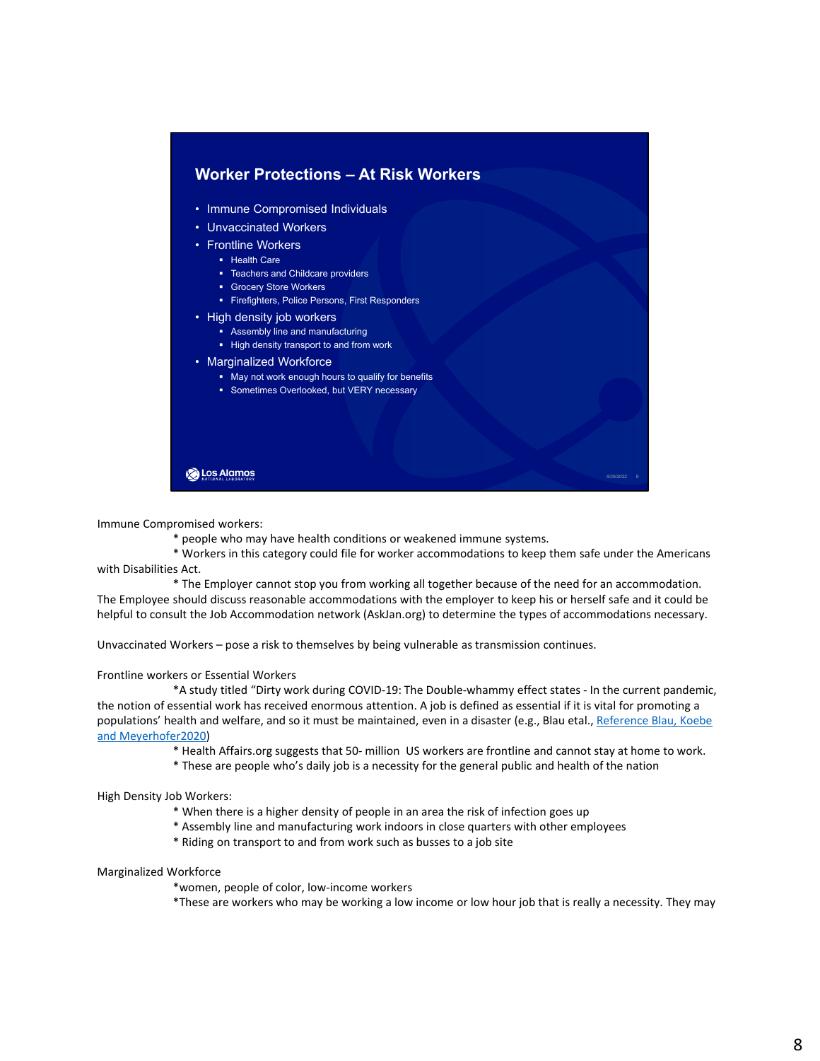## Worker Protections – At Risk Workers

- Immune Compromised Individuals
- Unvaccinated Workers
- Frontline Workers
  - Health Care
  - Teachers and Childcare providers
  - Grocery Store Workers
  - Firefighters, Police Persons, First Responders
- High density job workers
  - Assembly line and manufacturing
  - High density transport to and from work
- Marginalized Workforce
  - May not work enough hours to qualify for benefits
  - Sometimes Overlooked, but VERY necessary

Immune Compromised workers:

* people who may have health conditions or weakened immune systems.
* Workers in this category could file for worker accommodations to keep them safe under the Americans with Disabilities Act.
* The Employer cannot stop you from working all together because of the need for an accommodation. The Employee should discuss reasonable accommodations with the employer to keep his or herself safe and it could be helpful to consult the Job Accommodation network (AskJan.org) to determine the types of accommodations necessary.

Unvaccinated Workers – pose a risk to themselves by being vulnerable as transmission continues.

Frontline workers or Essential Workers

*A study titled "Dirty work during COVID-19: The Double-whammy effect states - In the current pandemic, the notion of essential work has received enormous attention. A job is defined as essential if it is vital for promoting a populations' health and welfare, and so it must be maintained, even in a disaster (e.g., Blau etal., Reference Blau, Koebe and Meyerhofer2020)

* Health Affairs.org suggests that 50- million US workers are frontline and cannot stay at home to work.
* These are people who's daily job is a necessity for the general public and health of the nation

High Density Job Workers:

* When there is a higher density of people in an area the risk of infection goes up
* Assembly line and manufacturing work indoors in close quarters with other employees
* Riding on transport to and from work such as busses to a job site

Marginalized Workforce

*women, people of color, low-income workers
*These are workers who may be working a low income or low hour job that is really a necessity. They may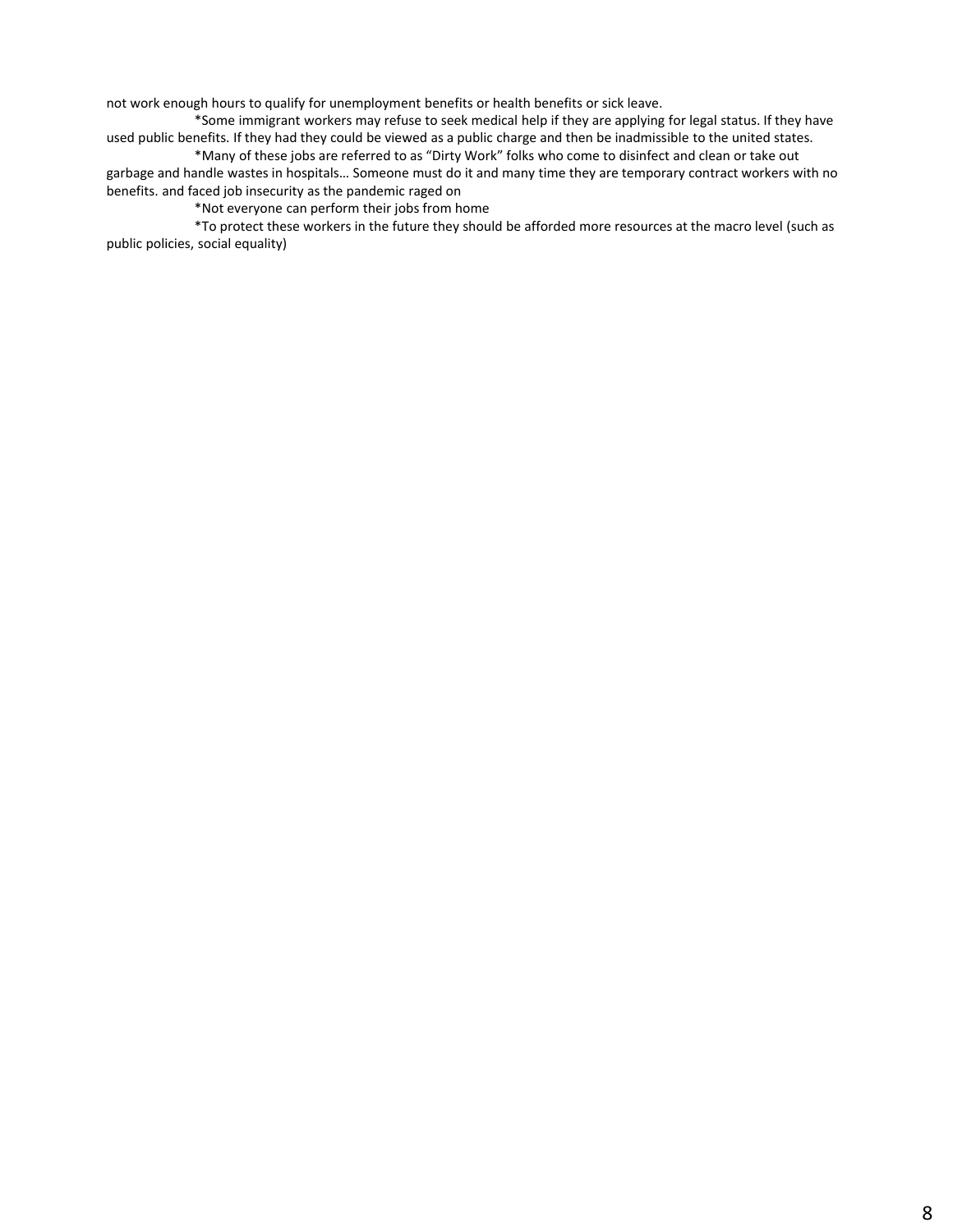not work enough hours to qualify for unemployment benefits or health benefits or sick leave.

*Some immigrant workers may refuse to seek medical help if they are applying for legal status. If they have used public benefits. If they had they could be viewed as a public charge and then be inadmissible to the united states.

*Many of these jobs are referred to as "Dirty Work" folks who come to disinfect and clean or take out garbage and handle wastes in hospitals… Someone must do it and many time they are temporary contract workers with no benefits. and faced job insecurity as the pandemic raged on

*Not everyone can perform their jobs from home

*To protect these workers in the future they should be afforded more resources at the macro level (such as public policies, social equality)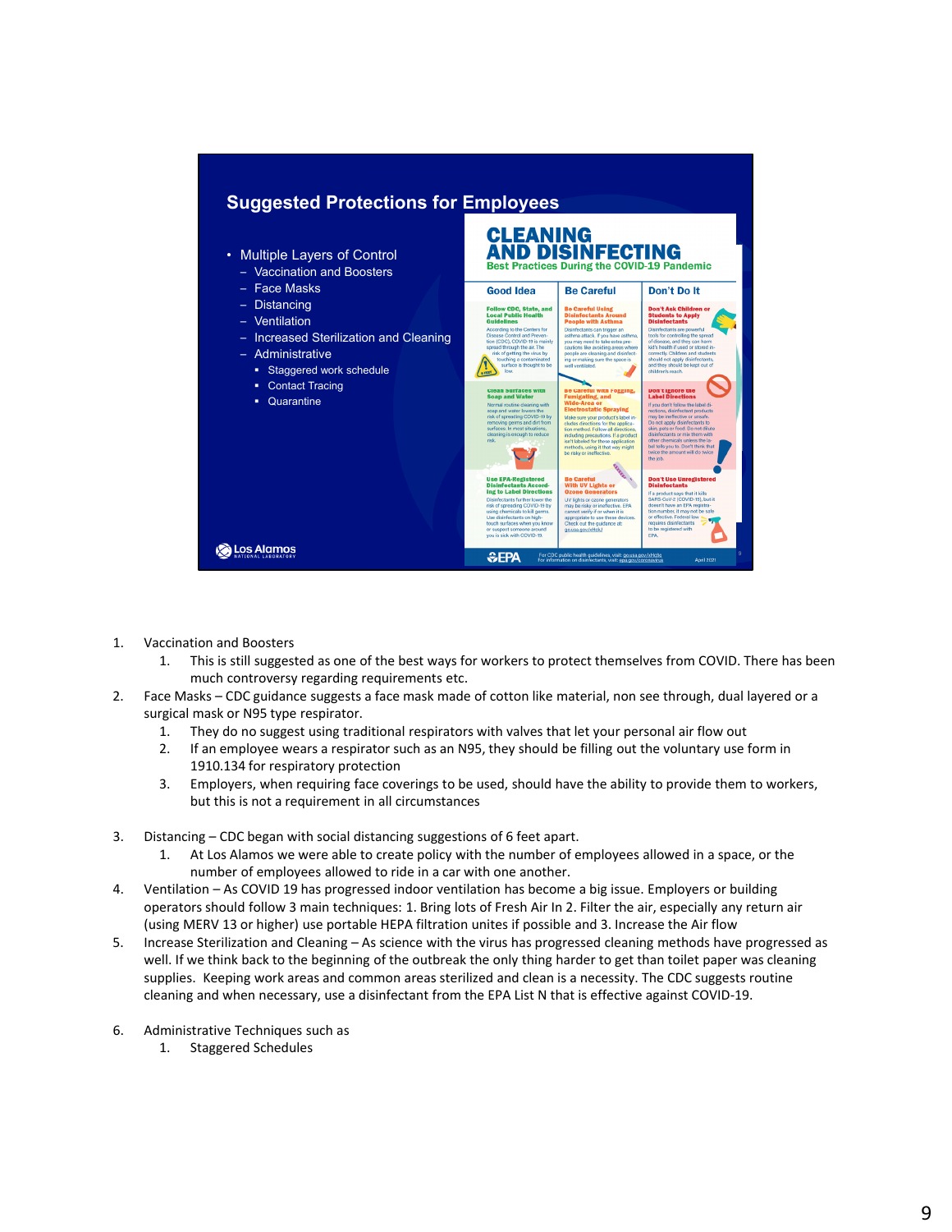## Suggested Protections for Employees

- Multiple Layers of Control
  - Vaccination and Boosters
  - Face Masks
  - Distancing
  - Ventilation
  - Increased Sterilization and Cleaning
  - Administrative
    - Staggered work schedule
    - Contact Tracing
    - Quarantine

**CLEANING AND DISINFECTING**
Best Practices During the COVID-19 Pandemic

| Good Idea | Be Careful | Don't Do It |
|---|---|---|
| **Follow CDC, State, and Local Public Health Guidelines** According to the Centers for Disease Control and Prevention (CDC), COVID-19 is mainly spread through the air. The risk of getting the virus by touching a contaminated surface is thought to be low. | **Be Careful Using Disinfectants Around People with Asthma** Disinfectants can trigger an asthma attack. If you have asthma, you may need to take extra precautions like avoiding areas where people are cleaning and disinfecting or making sure the space is well ventilated. | **Don't Ask Children or Students to Apply Disinfectants** Disinfectants are powerful tools for controlling the spread of disease, and they can harm kid's health if used or stored incorrectly. Children and students should not apply disinfectants, and they should be kept out of children's reach. |
| **Clean Surfaces with Soap and Water** Normal routine cleaning with soap and water lowers the risk of spreading COVID-19 by removing germs and dirt from surfaces. In most situations, cleaning is enough to reduce risk. | **Be Careful with Fogging, Fumigating, and Wide-Area or Electrostatic Spraying** Make sure your product's label includes directions for the application method. Follow all directions, including precautions. If a product isn't labeled for these application methods, using it that way might be risky or ineffective. | **Don't Ignore the Label Directions** If you don't follow the label directions, disinfectant products may be ineffective or unsafe. Do not apply disinfectants to skin, pets or food. Do not dilute disinfectants or mix them with other chemicals unless the label tells you to. Don't think that twice the amount will do twice the job. |
| **Use EPA-Registered Disinfectants According to Label Directions** Disinfectants further lower the risk of spreading COVID-19 by using chemicals to kill germs. Use disinfectants on high-touch surfaces when you know or suspect someone around you is sick with COVID-19. | **Be Careful With UV Lights or Ozone Generators** UV lights or ozone generators may be risky or ineffective. EPA cannot verify if or when it is appropriate to use these devices. Check out the guidance at: go.usa.gov/xHcbJ | **Don't Use Unregistered Disinfectants** If a product says that it kills SARS-CoV-2 (COVID-19), but it doesn't have an EPA registration number, it may not be safe or effective. Federal law requires disinfectants to be registered with EPA. |

EPA — For CDC public health guidelines, visit: go.usa.gov/xHcbs. For information on disinfectants, visit: epa.gov/coronavirus — April 2021

Los Alamos National Laboratory

1. Vaccination and Boosters
   1. This is still suggested as one of the best ways for workers to protect themselves from COVID. There has been much controversy regarding requirements etc.
2. Face Masks – CDC guidance suggests a face mask made of cotton like material, non see through, dual layered or a surgical mask or N95 type respirator.
   1. They do no suggest using traditional respirators with valves that let your personal air flow out
   2. If an employee wears a respirator such as an N95, they should be filling out the voluntary use form in 1910.134 for respiratory protection
   3. Employers, when requiring face coverings to be used, should have the ability to provide them to workers, but this is not a requirement in all circumstances
3. Distancing – CDC began with social distancing suggestions of 6 feet apart.
   1. At Los Alamos we were able to create policy with the number of employees allowed in a space, or the number of employees allowed to ride in a car with one another.
4. Ventilation – As COVID 19 has progressed indoor ventilation has become a big issue. Employers or building operators should follow 3 main techniques: 1. Bring lots of Fresh Air In 2. Filter the air, especially any return air (using MERV 13 or higher) use portable HEPA filtration unites if possible and 3. Increase the Air flow
5. Increase Sterilization and Cleaning – As science with the virus has progressed cleaning methods have progressed as well. If we think back to the beginning of the outbreak the only thing harder to get than toilet paper was cleaning supplies. Keeping work areas and common areas sterilized and clean is a necessity. The CDC suggests routine cleaning and when necessary, use a disinfectant from the EPA List N that is effective against COVID-19.
6. Administrative Techniques such as
   1. Staggered Schedules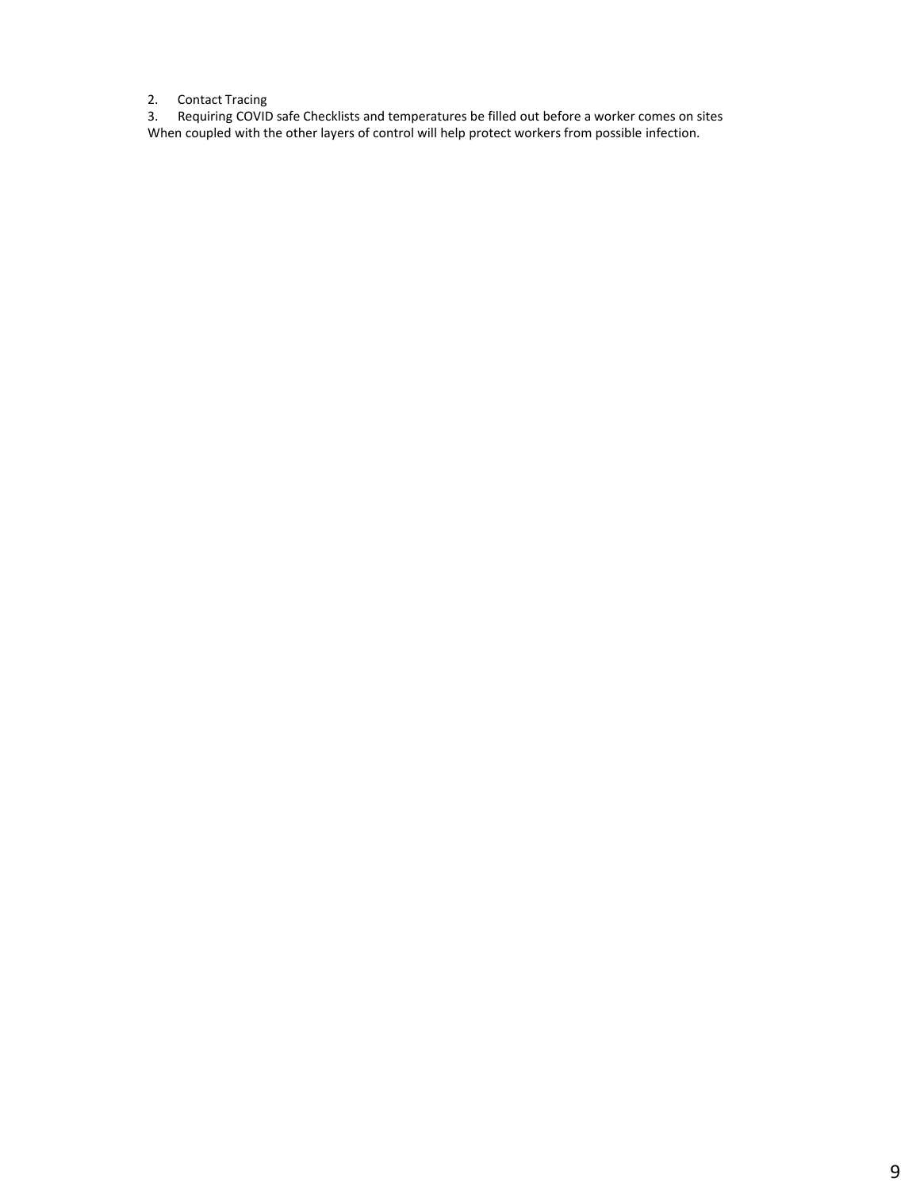2. Contact Tracing
3. Requiring COVID safe Checklists and temperatures be filled out before a worker comes on sites

When coupled with the other layers of control will help protect workers from possible infection.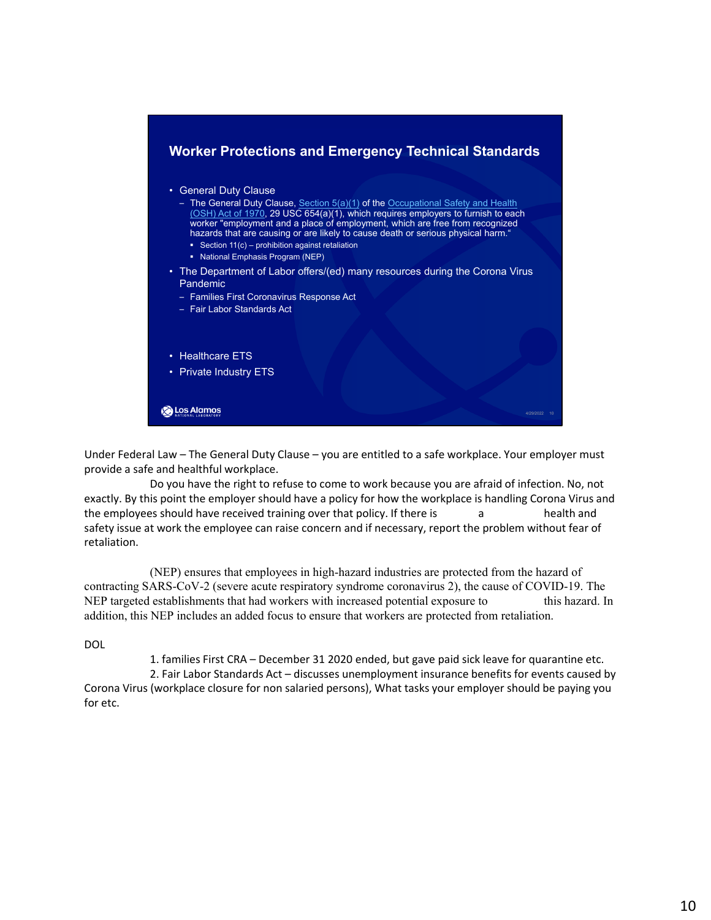## Worker Protections and Emergency Technical Standards

- General Duty Clause
  - The General Duty Clause, Section 5(a)(1) of the Occupational Safety and Health (OSH) Act of 1970, 29 USC 654(a)(1), which requires employers to furnish to each worker "employment and a place of employment, which are free from recognized hazards that are causing or are likely to cause death or serious physical harm."
    - Section 11(c) – prohibition against retaliation
    - National Emphasis Program (NEP)
- The Department of Labor offers/(ed) many resources during the Corona Virus Pandemic
  - Families First Coronavirus Response Act
  - Fair Labor Standards Act
- Healthcare ETS
- Private Industry ETS

Under Federal Law – The General Duty Clause – you are entitled to a safe workplace. Your employer must provide a safe and healthful workplace.

Do you have the right to refuse to come to work because you are afraid of infection. No, not exactly. By this point the employer should have a policy for how the workplace is handling Corona Virus and the employees should have received training over that policy. If there is a health and safety issue at work the employee can raise concern and if necessary, report the problem without fear of retaliation.

(NEP) ensures that employees in high-hazard industries are protected from the hazard of contracting SARS-CoV-2 (severe acute respiratory syndrome coronavirus 2), the cause of COVID-19. The NEP targeted establishments that had workers with increased potential exposure to this hazard. In addition, this NEP includes an added focus to ensure that workers are protected from retaliation.

DOL

1. families First CRA – December 31 2020 ended, but gave paid sick leave for quarantine etc.
2. Fair Labor Standards Act – discusses unemployment insurance benefits for events caused by Corona Virus (workplace closure for non salaried persons), What tasks your employer should be paying you for etc.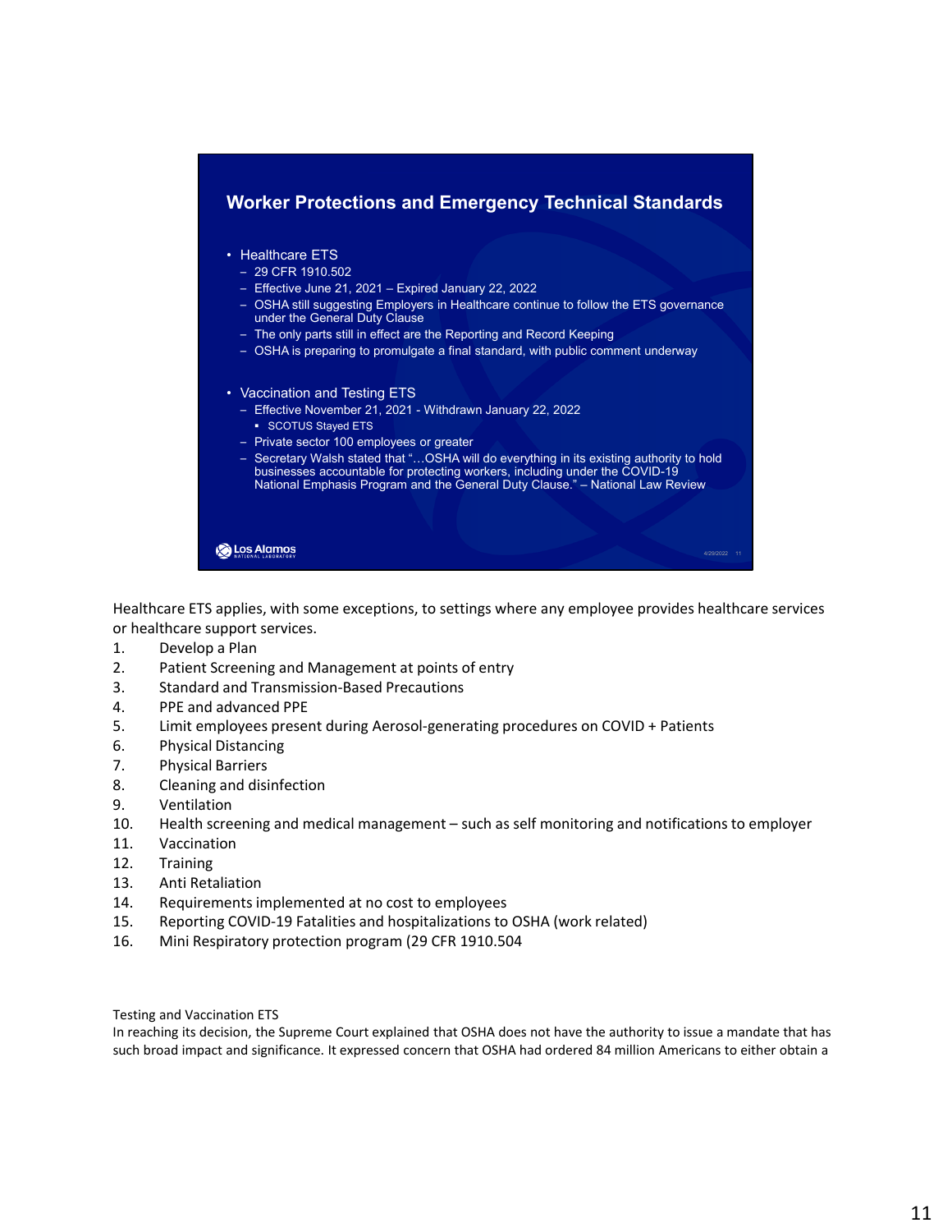## Worker Protections and Emergency Technical Standards

- Healthcare ETS
  - 29 CFR 1910.502
  - Effective June 21, 2021 – Expired January 22, 2022
  - OSHA still suggesting Employers in Healthcare continue to follow the ETS governance under the General Duty Clause
  - The only parts still in effect are the Reporting and Record Keeping
  - OSHA is preparing to promulgate a final standard, with public comment underway
- Vaccination and Testing ETS
  - Effective November 21, 2021 - Withdrawn January 22, 2022
    - SCOTUS Stayed ETS
  - Private sector 100 employees or greater
  - Secretary Walsh stated that "…OSHA will do everything in its existing authority to hold businesses accountable for protecting workers, including under the COVID-19 National Emphasis Program and the General Duty Clause." – National Law Review

Healthcare ETS applies, with some exceptions, to settings where any employee provides healthcare services or healthcare support services.

1. Develop a Plan
2. Patient Screening and Management at points of entry
3. Standard and Transmission-Based Precautions
4. PPE and advanced PPE
5. Limit employees present during Aerosol-generating procedures on COVID + Patients
6. Physical Distancing
7. Physical Barriers
8. Cleaning and disinfection
9. Ventilation
10. Health screening and medical management – such as self monitoring and notifications to employer
11. Vaccination
12. Training
13. Anti Retaliation
14. Requirements implemented at no cost to employees
15. Reporting COVID-19 Fatalities and hospitalizations to OSHA (work related)
16. Mini Respiratory protection program (29 CFR 1910.504

Testing and Vaccination ETS

In reaching its decision, the Supreme Court explained that OSHA does not have the authority to issue a mandate that has such broad impact and significance. It expressed concern that OSHA had ordered 84 million Americans to either obtain a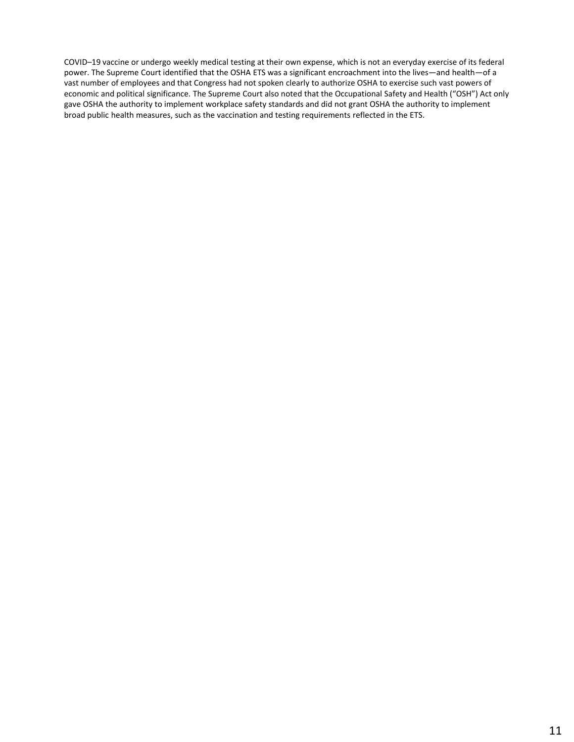COVID–19 vaccine or undergo weekly medical testing at their own expense, which is not an everyday exercise of its federal power. The Supreme Court identified that the OSHA ETS was a significant encroachment into the lives—and health—of a vast number of employees and that Congress had not spoken clearly to authorize OSHA to exercise such vast powers of economic and political significance. The Supreme Court also noted that the Occupational Safety and Health ("OSH") Act only gave OSHA the authority to implement workplace safety standards and did not grant OSHA the authority to implement broad public health measures, such as the vaccination and testing requirements reflected in the ETS.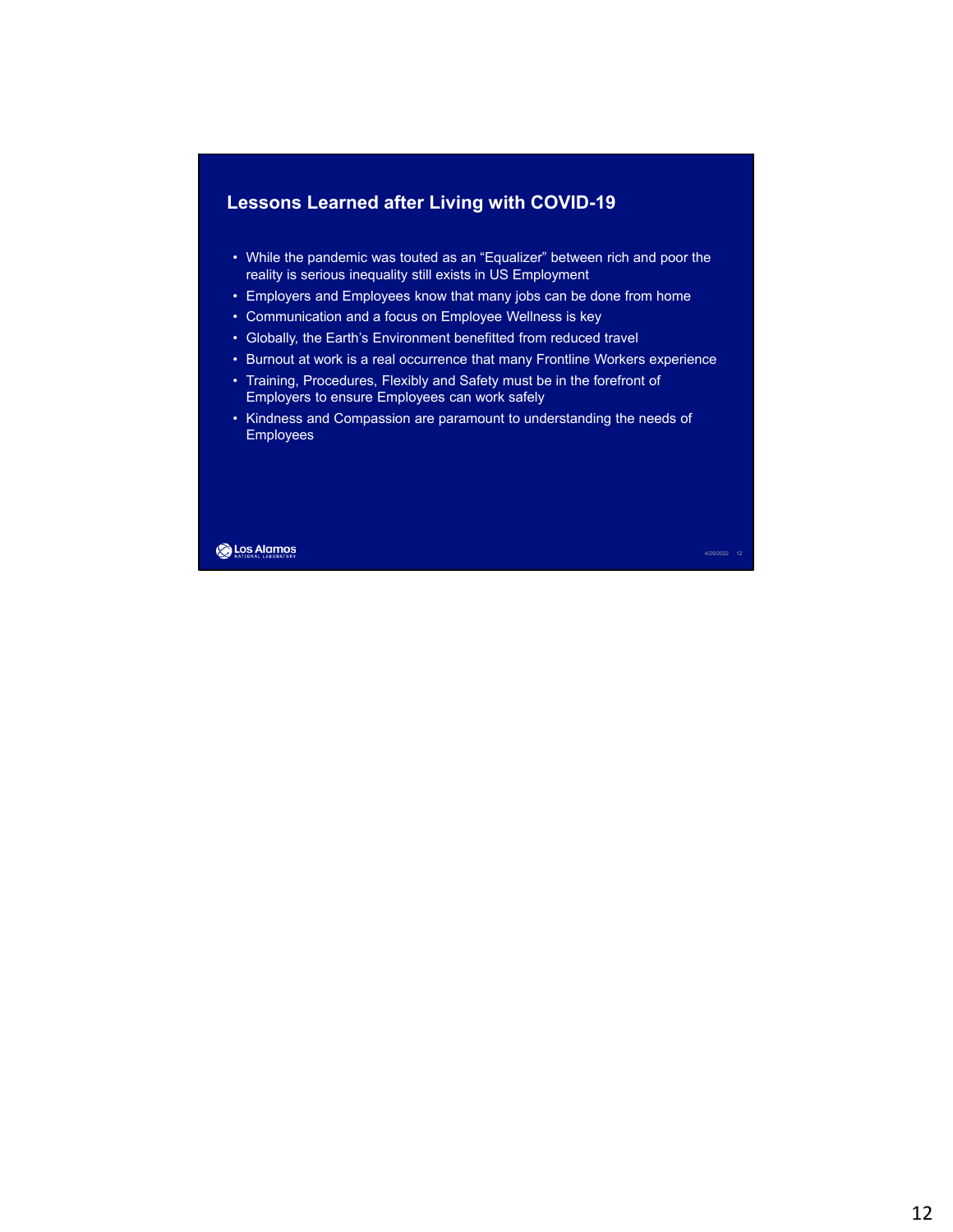## Lessons Learned after Living with COVID-19

- While the pandemic was touted as an "Equalizer" between rich and poor the reality is serious inequality still exists in US Employment
- Employers and Employees know that many jobs can be done from home
- Communication and a focus on Employee Wellness is key
- Globally, the Earth's Environment benefitted from reduced travel
- Burnout at work is a real occurrence that many Frontline Workers experience
- Training, Procedures, Flexibly and Safety must be in the forefront of Employers to ensure Employees can work safely
- Kindness and Compassion are paramount to understanding the needs of Employees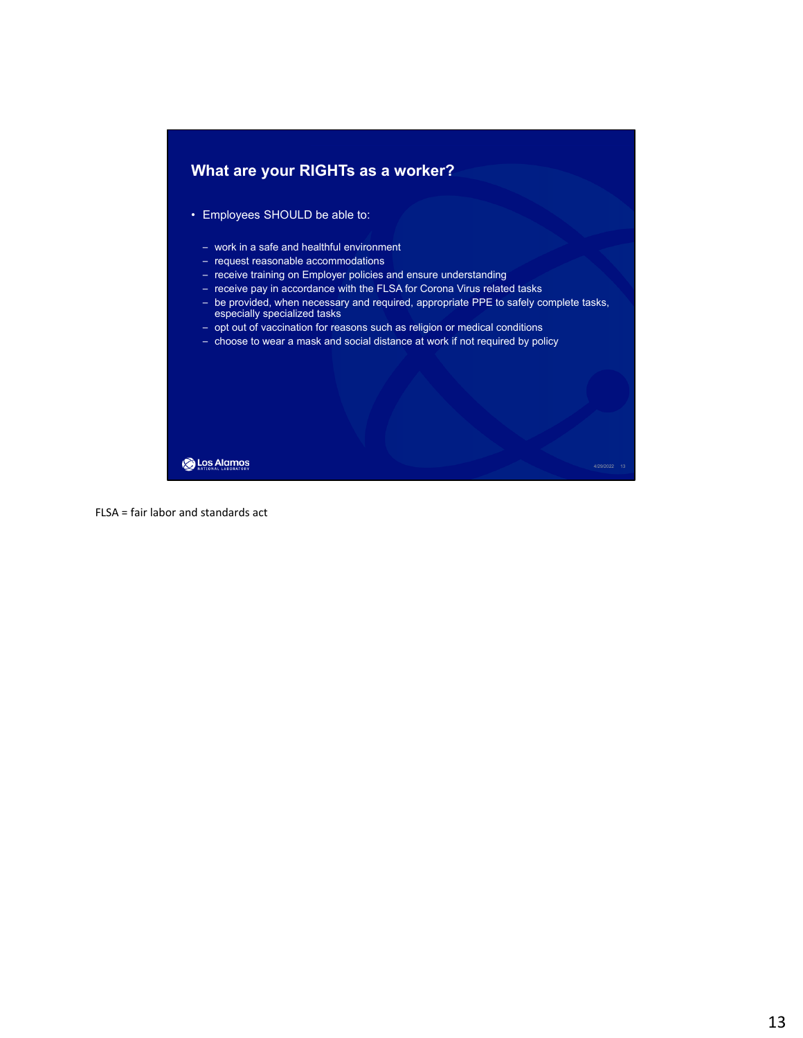## What are your RIGHTs as a worker?

- Employees SHOULD be able to:
  - work in a safe and healthful environment
  - request reasonable accommodations
  - receive training on Employer policies and ensure understanding
  - receive pay in accordance with the FLSA for Corona Virus related tasks
  - be provided, when necessary and required, appropriate PPE to safely complete tasks, especially specialized tasks
  - opt out of vaccination for reasons such as religion or medical conditions
  - choose to wear a mask and social distance at work if not required by policy

FLSA = fair labor and standards act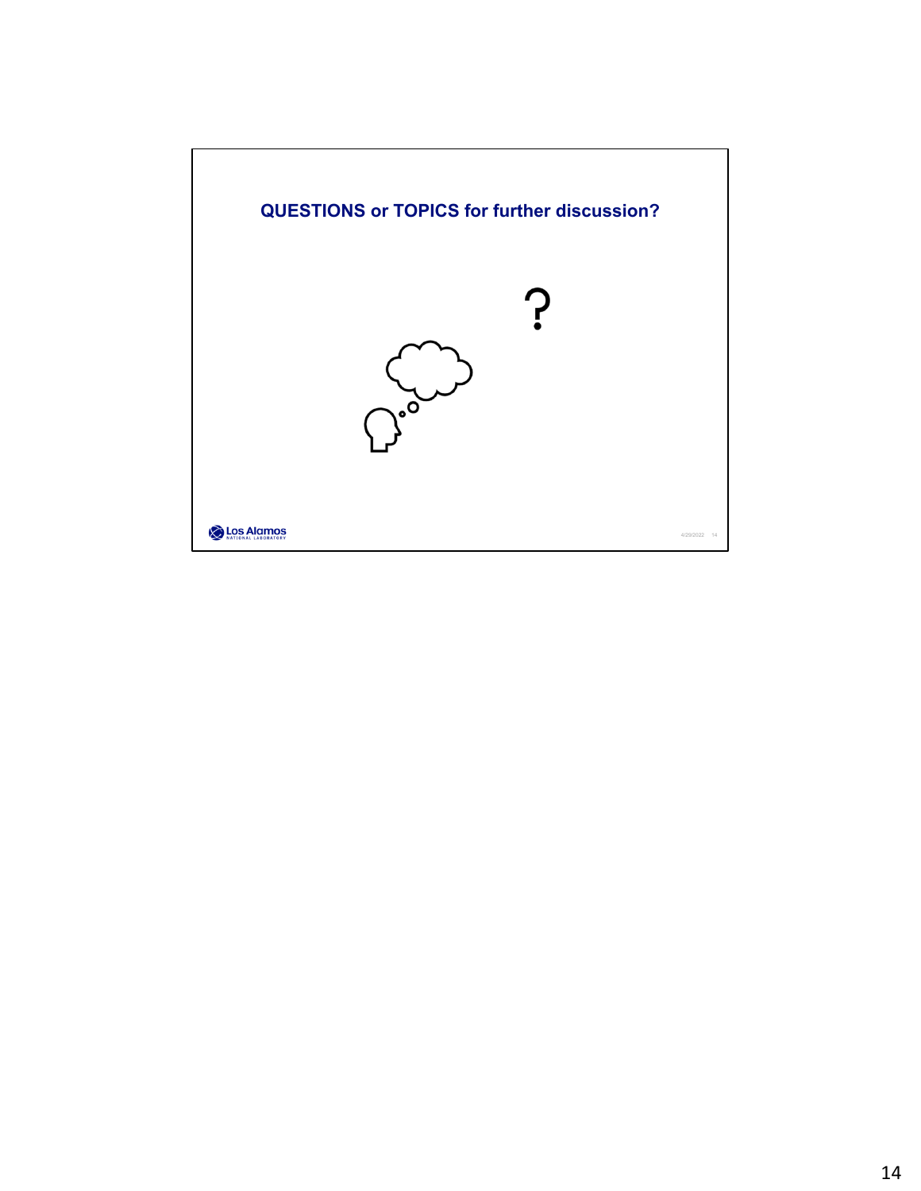## QUESTIONS or TOPICS for further discussion?